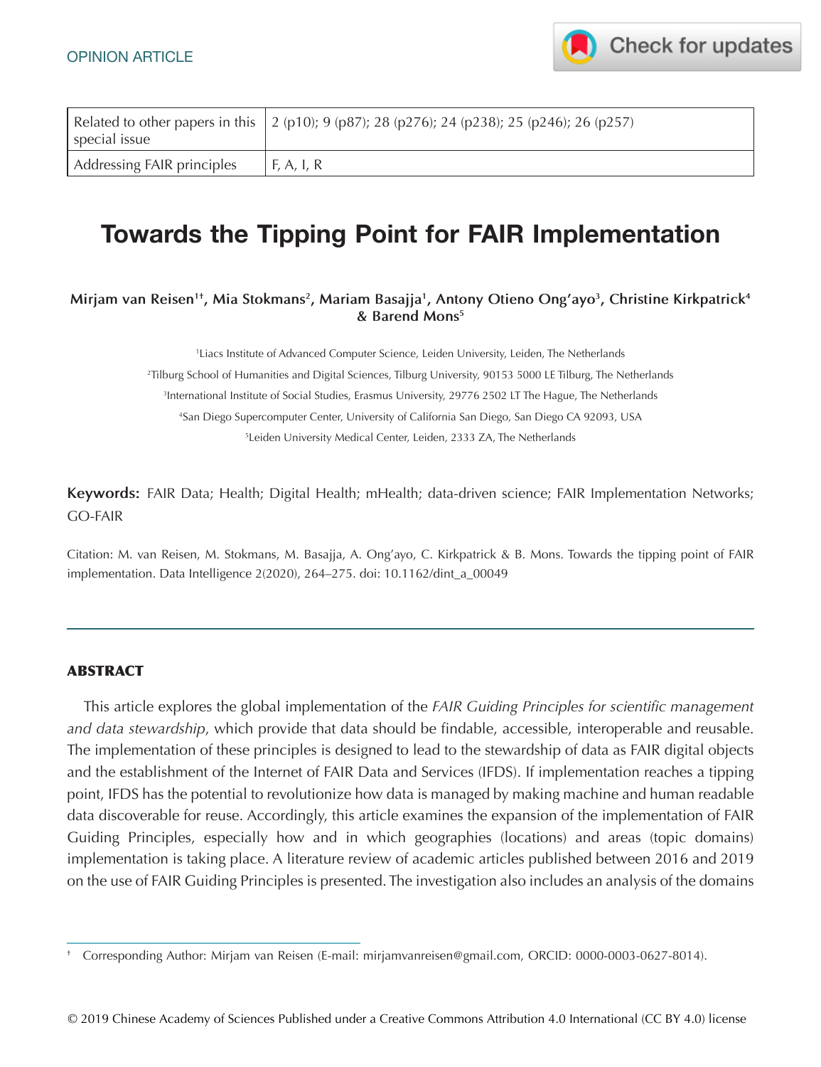OPINION ARTICLE

| Related to other papers in this special issue | 2 (p10); 9 (p87); 28 (p276); 24 (p238); 25 (p246); 26 (p257) |
| --- | --- |
| Addressing FAIR principles | F, A, I, R |

# Towards the Tipping Point for FAIR Implementation

**Mirjam van Reisen[1†], Mia Stokmans[2], Mariam Basajja[1], Antony Otieno Ong'ayo[3], Christine Kirkpatrick[4] & Barend Mons[5]**

[1]Liacs Institute of Advanced Computer Science, Leiden University, Leiden, The Netherlands

[2]Tilburg School of Humanities and Digital Sciences, Tilburg University, 90153 5000 LE Tilburg, The Netherlands

[3]International Institute of Social Studies, Erasmus University, 29776 2502 LT The Hague, The Netherlands

[4]San Diego Supercomputer Center, University of California San Diego, San Diego CA 92093, USA

[5]Leiden University Medical Center, Leiden, 2333 ZA, The Netherlands

**Keywords:** FAIR Data; Health; Digital Health; mHealth; data-driven science; FAIR Implementation Networks; GO-FAIR

Citation: M. van Reisen, M. Stokmans, M. Basajja, A. Ong'ayo, C. Kirkpatrick & B. Mons. Towards the tipping point of FAIR implementation. Data Intelligence 2(2020), 264–275. doi: 10.1162/dint_a_00049

## ABSTRACT

This article explores the global implementation of the *FAIR Guiding Principles for scientific management and data stewardship*, which provide that data should be findable, accessible, interoperable and reusable. The implementation of these principles is designed to lead to the stewardship of data as FAIR digital objects and the establishment of the Internet of FAIR Data and Services (IFDS). If implementation reaches a tipping point, IFDS has the potential to revolutionize how data is managed by making machine and human readable data discoverable for reuse. Accordingly, this article examines the expansion of the implementation of FAIR Guiding Principles, especially how and in which geographies (locations) and areas (topic domains) implementation is taking place. A literature review of academic articles published between 2016 and 2019 on the use of FAIR Guiding Principles is presented. The investigation also includes an analysis of the domains

† Corresponding Author: Mirjam van Reisen (E-mail: mirjamvanreisen@gmail.com, ORCID: 0000-0003-0627-8014).

© 2019 Chinese Academy of Sciences Published under a Creative Commons Attribution 4.0 International (CC BY 4.0) license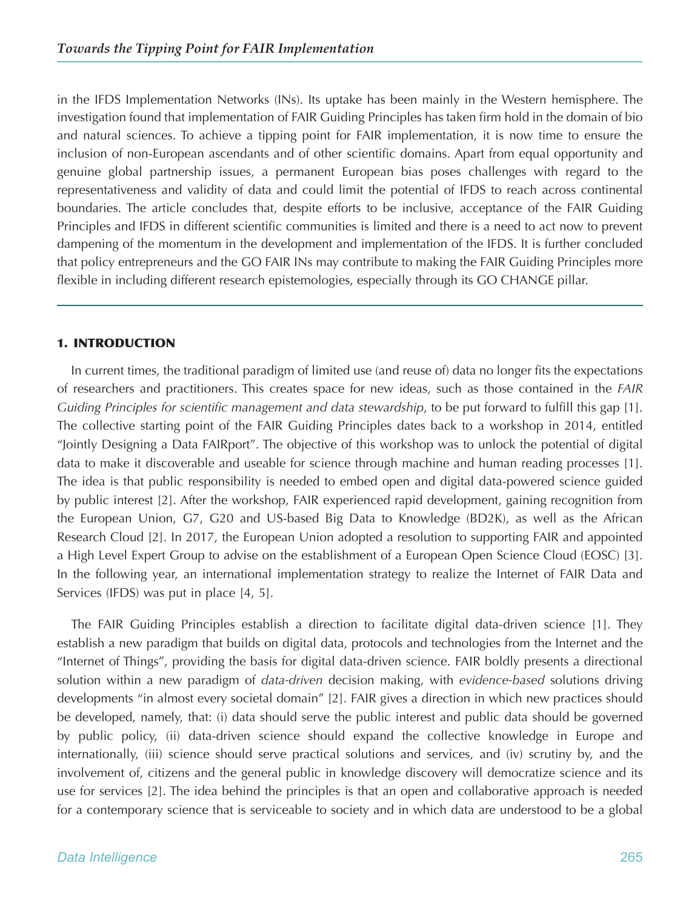in the IFDS Implementation Networks (INs). Its uptake has been mainly in the Western hemisphere. The investigation found that implementation of FAIR Guiding Principles has taken firm hold in the domain of bio and natural sciences. To achieve a tipping point for FAIR implementation, it is now time to ensure the inclusion of non-European ascendants and of other scientific domains. Apart from equal opportunity and genuine global partnership issues, a permanent European bias poses challenges with regard to the representativeness and validity of data and could limit the potential of IFDS to reach across continental boundaries. The article concludes that, despite efforts to be inclusive, acceptance of the FAIR Guiding Principles and IFDS in different scientific communities is limited and there is a need to act now to prevent dampening of the momentum in the development and implementation of the IFDS. It is further concluded that policy entrepreneurs and the GO FAIR INs may contribute to making the FAIR Guiding Principles more flexible in including different research epistemologies, especially through its GO CHANGE pillar.

## 1. INTRODUCTION

In current times, the traditional paradigm of limited use (and reuse of) data no longer fits the expectations of researchers and practitioners. This creates space for new ideas, such as those contained in the *FAIR Guiding Principles for scientific management and data stewardship*, to be put forward to fulfill this gap [1]. The collective starting point of the FAIR Guiding Principles dates back to a workshop in 2014, entitled "Jointly Designing a Data FAIRport". The objective of this workshop was to unlock the potential of digital data to make it discoverable and useable for science through machine and human reading processes [1]. The idea is that public responsibility is needed to embed open and digital data-powered science guided by public interest [2]. After the workshop, FAIR experienced rapid development, gaining recognition from the European Union, G7, G20 and US-based Big Data to Knowledge (BD2K), as well as the African Research Cloud [2]. In 2017, the European Union adopted a resolution to supporting FAIR and appointed a High Level Expert Group to advise on the establishment of a European Open Science Cloud (EOSC) [3]. In the following year, an international implementation strategy to realize the Internet of FAIR Data and Services (IFDS) was put in place [4, 5].

The FAIR Guiding Principles establish a direction to facilitate digital data-driven science [1]. They establish a new paradigm that builds on digital data, protocols and technologies from the Internet and the "Internet of Things", providing the basis for digital data-driven science. FAIR boldly presents a directional solution within a new paradigm of *data-driven* decision making, with *evidence-based* solutions driving developments "in almost every societal domain" [2]. FAIR gives a direction in which new practices should be developed, namely, that: (i) data should serve the public interest and public data should be governed by public policy, (ii) data-driven science should expand the collective knowledge in Europe and internationally, (iii) science should serve practical solutions and services, and (iv) scrutiny by, and the involvement of, citizens and the general public in knowledge discovery will democratize science and its use for services [2]. The idea behind the principles is that an open and collaborative approach is needed for a contemporary science that is serviceable to society and in which data are understood to be a global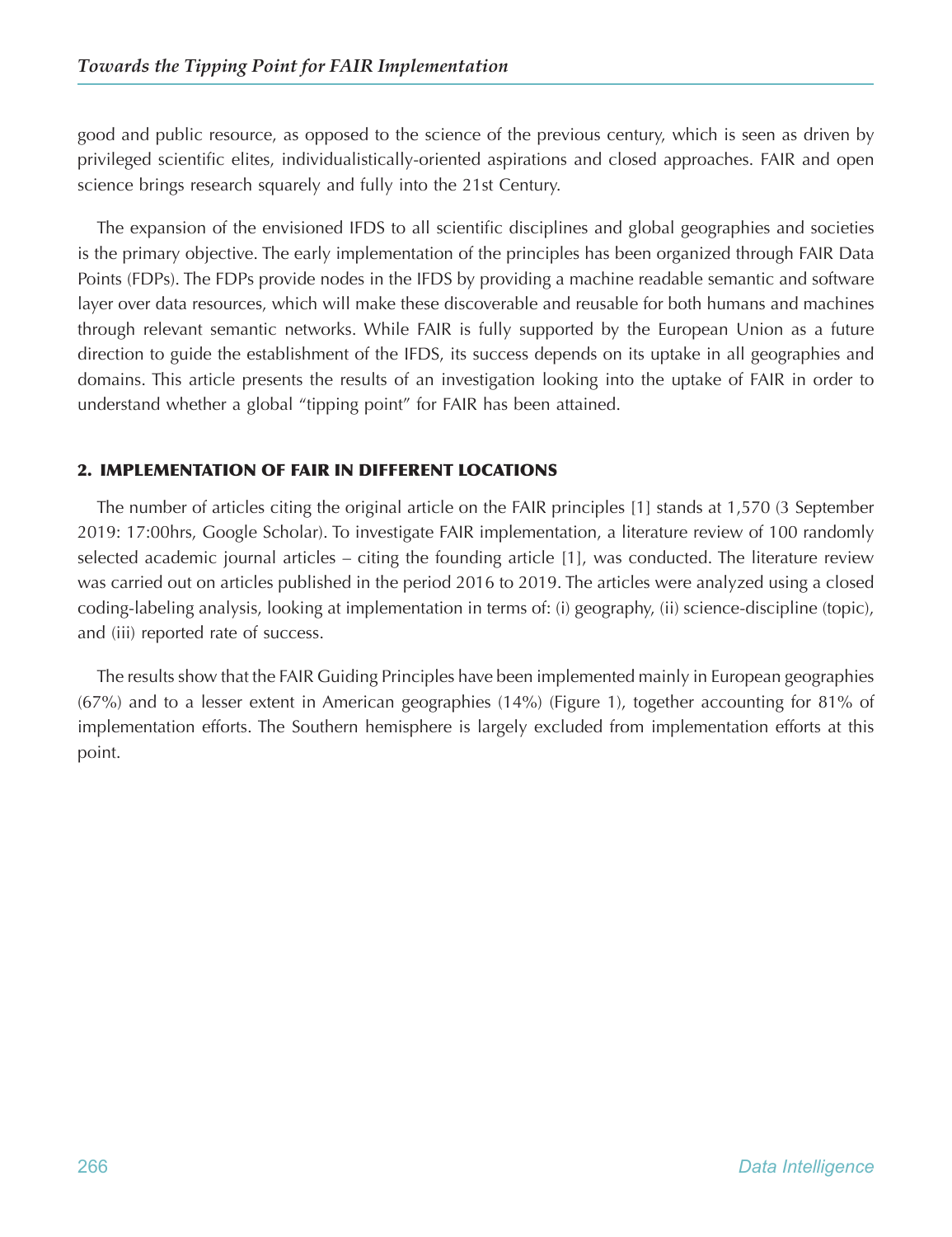good and public resource, as opposed to the science of the previous century, which is seen as driven by privileged scientific elites, individualistically-oriented aspirations and closed approaches. FAIR and open science brings research squarely and fully into the 21st Century.

The expansion of the envisioned IFDS to all scientific disciplines and global geographies and societies is the primary objective. The early implementation of the principles has been organized through FAIR Data Points (FDPs). The FDPs provide nodes in the IFDS by providing a machine readable semantic and software layer over data resources, which will make these discoverable and reusable for both humans and machines through relevant semantic networks. While FAIR is fully supported by the European Union as a future direction to guide the establishment of the IFDS, its success depends on its uptake in all geographies and domains. This article presents the results of an investigation looking into the uptake of FAIR in order to understand whether a global "tipping point" for FAIR has been attained.

## 2. IMPLEMENTATION OF FAIR IN DIFFERENT LOCATIONS

The number of articles citing the original article on the FAIR principles [1] stands at 1,570 (3 September 2019: 17:00hrs, Google Scholar). To investigate FAIR implementation, a literature review of 100 randomly selected academic journal articles – citing the founding article [1], was conducted. The literature review was carried out on articles published in the period 2016 to 2019. The articles were analyzed using a closed coding-labeling analysis, looking at implementation in terms of: (i) geography, (ii) science-discipline (topic), and (iii) reported rate of success.

The results show that the FAIR Guiding Principles have been implemented mainly in European geographies (67%) and to a lesser extent in American geographies (14%) (Figure 1), together accounting for 81% of implementation efforts. The Southern hemisphere is largely excluded from implementation efforts at this point.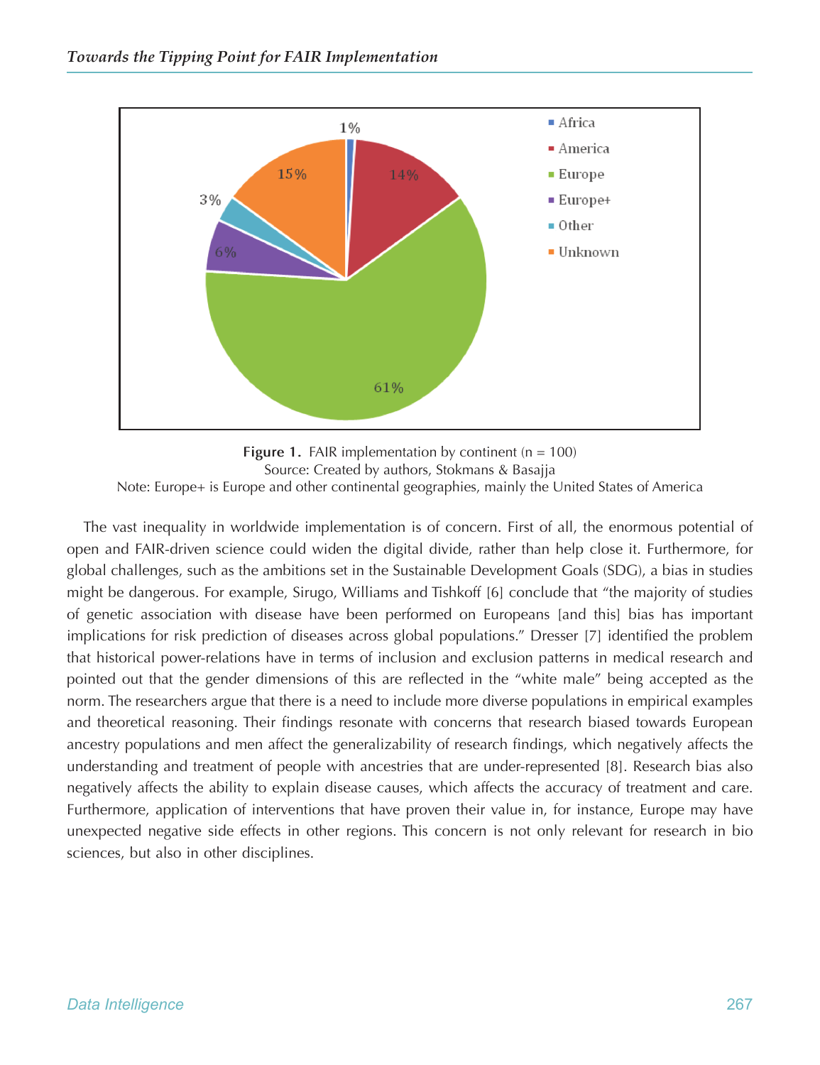**Figure 1.** FAIR implementation by continent (n = 100)
Source: Created by authors, Stokmans & Basajja
Note: Europe+ is Europe and other continental geographies, mainly the United States of America

The vast inequality in worldwide implementation is of concern. First of all, the enormous potential of open and FAIR-driven science could widen the digital divide, rather than help close it. Furthermore, for global challenges, such as the ambitions set in the Sustainable Development Goals (SDG), a bias in studies might be dangerous. For example, Sirugo, Williams and Tishkoff [6] conclude that "the majority of studies of genetic association with disease have been performed on Europeans [and this] bias has important implications for risk prediction of diseases across global populations." Dresser [7] identified the problem that historical power-relations have in terms of inclusion and exclusion patterns in medical research and pointed out that the gender dimensions of this are reflected in the "white male" being accepted as the norm. The researchers argue that there is a need to include more diverse populations in empirical examples and theoretical reasoning. Their findings resonate with concerns that research biased towards European ancestry populations and men affect the generalizability of research findings, which negatively affects the understanding and treatment of people with ancestries that are under-represented [8]. Research bias also negatively affects the ability to explain disease causes, which affects the accuracy of treatment and care. Furthermore, application of interventions that have proven their value in, for instance, Europe may have unexpected negative side effects in other regions. This concern is not only relevant for research in bio sciences, but also in other disciplines.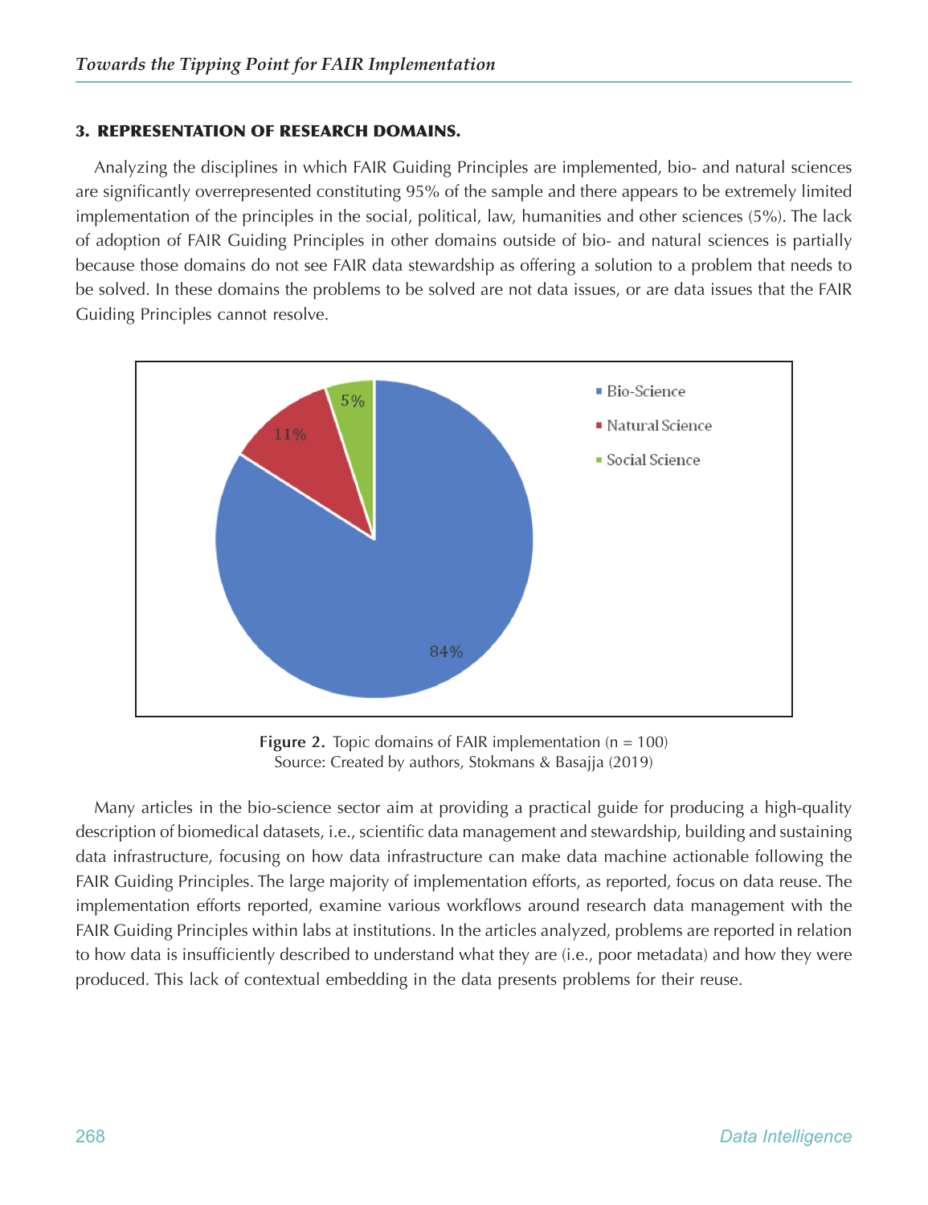## 3. REPRESENTATION OF RESEARCH DOMAINS.

Analyzing the disciplines in which FAIR Guiding Principles are implemented, bio- and natural sciences are significantly overrepresented constituting 95% of the sample and there appears to be extremely limited implementation of the principles in the social, political, law, humanities and other sciences (5%). The lack of adoption of FAIR Guiding Principles in other domains outside of bio- and natural sciences is partially because those domains do not see FAIR data stewardship as offering a solution to a problem that needs to be solved. In these domains the problems to be solved are not data issues, or are data issues that the FAIR Guiding Principles cannot resolve.

**Figure 2.** Topic domains of FAIR implementation (n = 100)
Source: Created by authors, Stokmans & Basajja (2019)

Many articles in the bio-science sector aim at providing a practical guide for producing a high-quality description of biomedical datasets, i.e., scientific data management and stewardship, building and sustaining data infrastructure, focusing on how data infrastructure can make data machine actionable following the FAIR Guiding Principles. The large majority of implementation efforts, as reported, focus on data reuse. The implementation efforts reported, examine various workflows around research data management with the FAIR Guiding Principles within labs at institutions. In the articles analyzed, problems are reported in relation to how data is insufficiently described to understand what they are (i.e., poor metadata) and how they were produced. This lack of contextual embedding in the data presents problems for their reuse.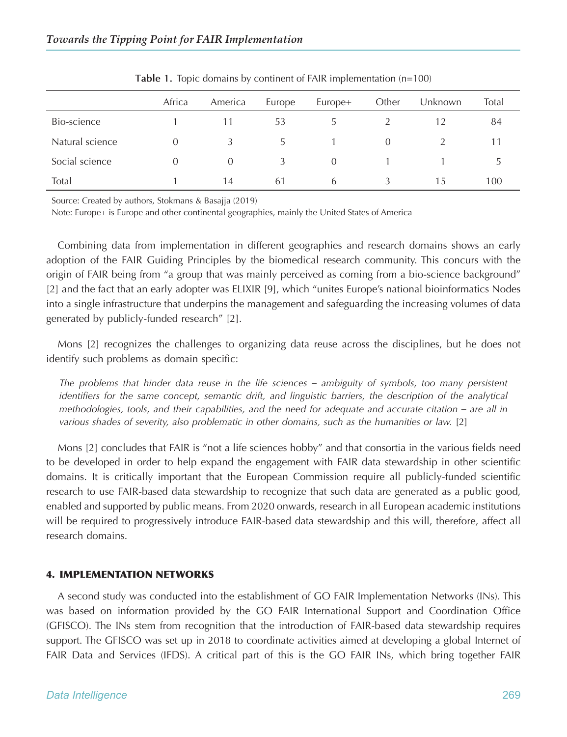**Table 1.** Topic domains by continent of FAIR implementation (n=100)

| | Africa | America | Europe | Europe+ | Other | Unknown | Total |
|---|---|---|---|---|---|---|---|
| Bio-science | 1 | 11 | 53 | 5 | 2 | 12 | 84 |
| Natural science | 0 | 3 | 5 | 1 | 0 | 2 | 11 |
| Social science | 0 | 0 | 3 | 0 | 1 | 1 | 5 |
| Total | 1 | 14 | 61 | 6 | 3 | 15 | 100 |

Source: Created by authors, Stokmans & Basajja (2019)

Note: Europe+ is Europe and other continental geographies, mainly the United States of America

Combining data from implementation in different geographies and research domains shows an early adoption of the FAIR Guiding Principles by the biomedical research community. This concurs with the origin of FAIR being from "a group that was mainly perceived as coming from a bio-science background" [2] and the fact that an early adopter was ELIXIR [9], which "unites Europe's national bioinformatics Nodes into a single infrastructure that underpins the management and safeguarding the increasing volumes of data generated by publicly-funded research" [2].

Mons [2] recognizes the challenges to organizing data reuse across the disciplines, but he does not identify such problems as domain specific:

> *The problems that hinder data reuse in the life sciences – ambiguity of symbols, too many persistent identifiers for the same concept, semantic drift, and linguistic barriers, the description of the analytical methodologies, tools, and their capabilities, and the need for adequate and accurate citation – are all in various shades of severity, also problematic in other domains, such as the humanities or law.* [2]

Mons [2] concludes that FAIR is "not a life sciences hobby" and that consortia in the various fields need to be developed in order to help expand the engagement with FAIR data stewardship in other scientific domains. It is critically important that the European Commission require all publicly-funded scientific research to use FAIR-based data stewardship to recognize that such data are generated as a public good, enabled and supported by public means. From 2020 onwards, research in all European academic institutions will be required to progressively introduce FAIR-based data stewardship and this will, therefore, affect all research domains.

## 4. IMPLEMENTATION NETWORKS

A second study was conducted into the establishment of GO FAIR Implementation Networks (INs). This was based on information provided by the GO FAIR International Support and Coordination Office (GFISCO). The INs stem from recognition that the introduction of FAIR-based data stewardship requires support. The GFISCO was set up in 2018 to coordinate activities aimed at developing a global Internet of FAIR Data and Services (IFDS). A critical part of this is the GO FAIR INs, which bring together FAIR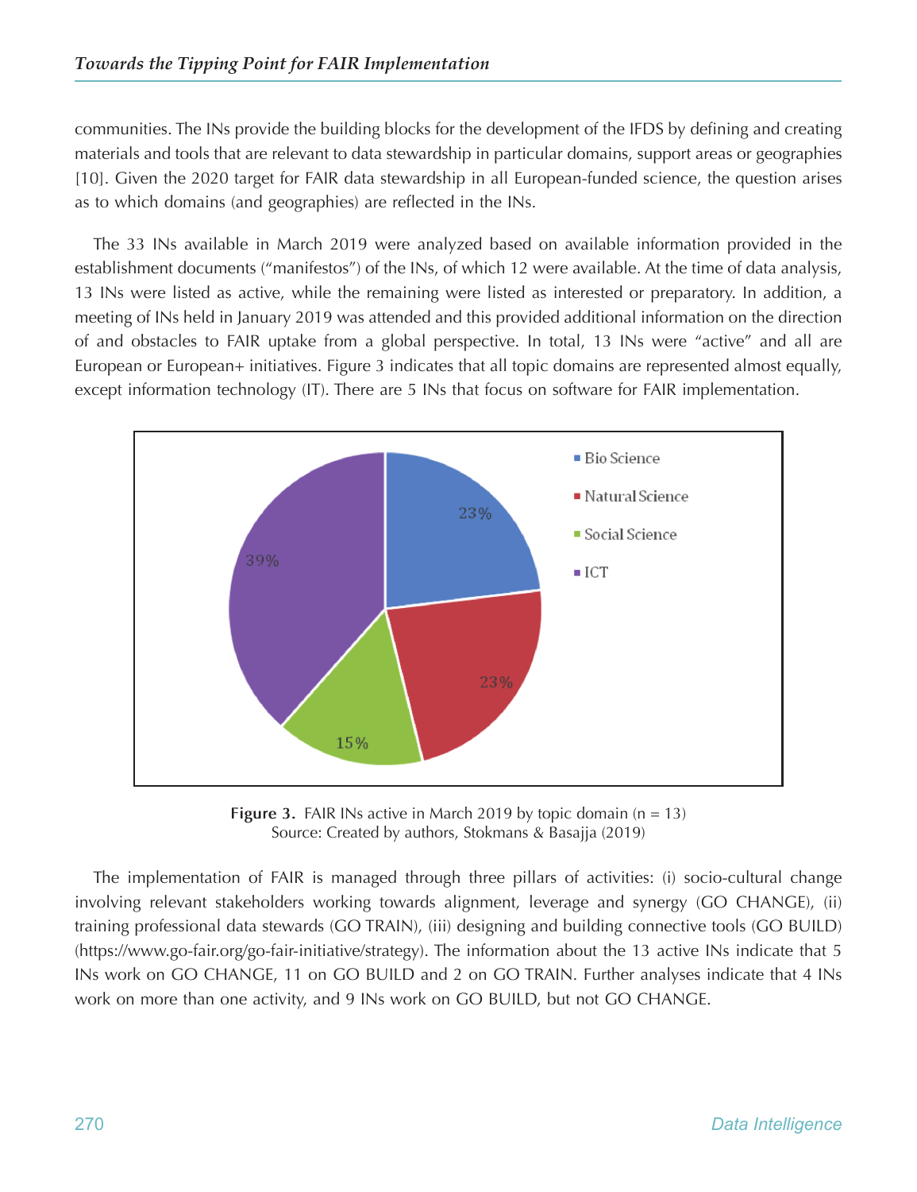communities. The INs provide the building blocks for the development of the IFDS by defining and creating materials and tools that are relevant to data stewardship in particular domains, support areas or geographies [10]. Given the 2020 target for FAIR data stewardship in all European-funded science, the question arises as to which domains (and geographies) are reflected in the INs.

The 33 INs available in March 2019 were analyzed based on available information provided in the establishment documents ("manifestos") of the INs, of which 12 were available. At the time of data analysis, 13 INs were listed as active, while the remaining were listed as interested or preparatory. In addition, a meeting of INs held in January 2019 was attended and this provided additional information on the direction of and obstacles to FAIR uptake from a global perspective. In total, 13 INs were "active" and all are European or European+ initiatives. Figure 3 indicates that all topic domains are represented almost equally, except information technology (IT). There are 5 INs that focus on software for FAIR implementation.

**Figure 3.** FAIR INs active in March 2019 by topic domain (n = 13)
Source: Created by authors, Stokmans & Basajja (2019)

The implementation of FAIR is managed through three pillars of activities: (i) socio-cultural change involving relevant stakeholders working towards alignment, leverage and synergy (GO CHANGE), (ii) training professional data stewards (GO TRAIN), (iii) designing and building connective tools (GO BUILD) (https://www.go-fair.org/go-fair-initiative/strategy). The information about the 13 active INs indicate that 5 INs work on GO CHANGE, 11 on GO BUILD and 2 on GO TRAIN. Further analyses indicate that 4 INs work on more than one activity, and 9 INs work on GO BUILD, but not GO CHANGE.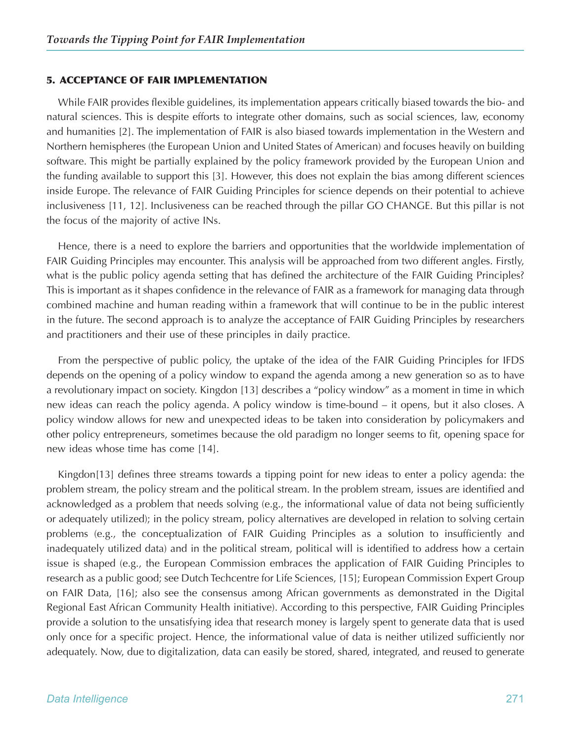## 5. ACCEPTANCE OF FAIR IMPLEMENTATION

While FAIR provides flexible guidelines, its implementation appears critically biased towards the bio- and natural sciences. This is despite efforts to integrate other domains, such as social sciences, law, economy and humanities [2]. The implementation of FAIR is also biased towards implementation in the Western and Northern hemispheres (the European Union and United States of American) and focuses heavily on building software. This might be partially explained by the policy framework provided by the European Union and the funding available to support this [3]. However, this does not explain the bias among different sciences inside Europe. The relevance of FAIR Guiding Principles for science depends on their potential to achieve inclusiveness [11, 12]. Inclusiveness can be reached through the pillar GO CHANGE. But this pillar is not the focus of the majority of active INs.

Hence, there is a need to explore the barriers and opportunities that the worldwide implementation of FAIR Guiding Principles may encounter. This analysis will be approached from two different angles. Firstly, what is the public policy agenda setting that has defined the architecture of the FAIR Guiding Principles? This is important as it shapes confidence in the relevance of FAIR as a framework for managing data through combined machine and human reading within a framework that will continue to be in the public interest in the future. The second approach is to analyze the acceptance of FAIR Guiding Principles by researchers and practitioners and their use of these principles in daily practice.

From the perspective of public policy, the uptake of the idea of the FAIR Guiding Principles for IFDS depends on the opening of a policy window to expand the agenda among a new generation so as to have a revolutionary impact on society. Kingdon [13] describes a "policy window" as a moment in time in which new ideas can reach the policy agenda. A policy window is time-bound – it opens, but it also closes. A policy window allows for new and unexpected ideas to be taken into consideration by policymakers and other policy entrepreneurs, sometimes because the old paradigm no longer seems to fit, opening space for new ideas whose time has come [14].

Kingdon[13] defines three streams towards a tipping point for new ideas to enter a policy agenda: the problem stream, the policy stream and the political stream. In the problem stream, issues are identified and acknowledged as a problem that needs solving (e.g., the informational value of data not being sufficiently or adequately utilized); in the policy stream, policy alternatives are developed in relation to solving certain problems (e.g., the conceptualization of FAIR Guiding Principles as a solution to insufficiently and inadequately utilized data) and in the political stream, political will is identified to address how a certain issue is shaped (e.g., the European Commission embraces the application of FAIR Guiding Principles to research as a public good; see Dutch Techcentre for Life Sciences, [15]; European Commission Expert Group on FAIR Data, [16]; also see the consensus among African governments as demonstrated in the Digital Regional East African Community Health initiative). According to this perspective, FAIR Guiding Principles provide a solution to the unsatisfying idea that research money is largely spent to generate data that is used only once for a specific project. Hence, the informational value of data is neither utilized sufficiently nor adequately. Now, due to digitalization, data can easily be stored, shared, integrated, and reused to generate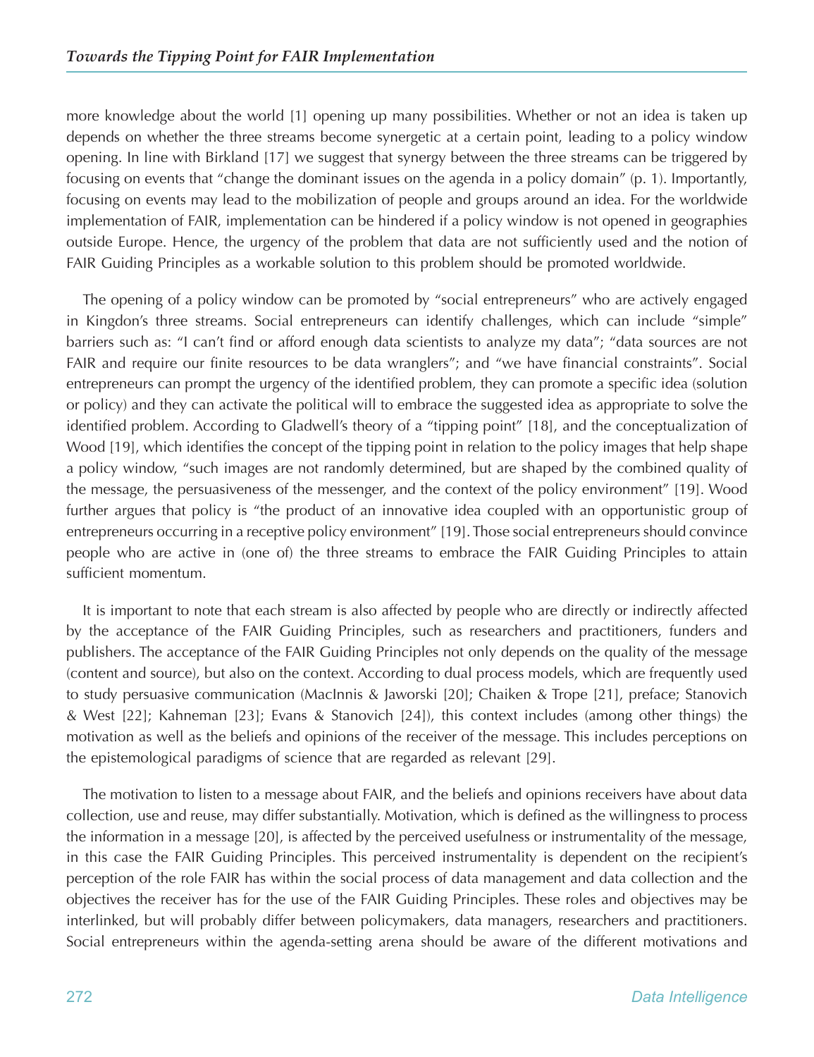more knowledge about the world [1] opening up many possibilities. Whether or not an idea is taken up depends on whether the three streams become synergetic at a certain point, leading to a policy window opening. In line with Birkland [17] we suggest that synergy between the three streams can be triggered by focusing on events that "change the dominant issues on the agenda in a policy domain" (p. 1). Importantly, focusing on events may lead to the mobilization of people and groups around an idea. For the worldwide implementation of FAIR, implementation can be hindered if a policy window is not opened in geographies outside Europe. Hence, the urgency of the problem that data are not sufficiently used and the notion of FAIR Guiding Principles as a workable solution to this problem should be promoted worldwide.

The opening of a policy window can be promoted by "social entrepreneurs" who are actively engaged in Kingdon's three streams. Social entrepreneurs can identify challenges, which can include "simple" barriers such as: "I can't find or afford enough data scientists to analyze my data"; "data sources are not FAIR and require our finite resources to be data wranglers"; and "we have financial constraints". Social entrepreneurs can prompt the urgency of the identified problem, they can promote a specific idea (solution or policy) and they can activate the political will to embrace the suggested idea as appropriate to solve the identified problem. According to Gladwell's theory of a "tipping point" [18], and the conceptualization of Wood [19], which identifies the concept of the tipping point in relation to the policy images that help shape a policy window, "such images are not randomly determined, but are shaped by the combined quality of the message, the persuasiveness of the messenger, and the context of the policy environment" [19]. Wood further argues that policy is "the product of an innovative idea coupled with an opportunistic group of entrepreneurs occurring in a receptive policy environment" [19]. Those social entrepreneurs should convince people who are active in (one of) the three streams to embrace the FAIR Guiding Principles to attain sufficient momentum.

It is important to note that each stream is also affected by people who are directly or indirectly affected by the acceptance of the FAIR Guiding Principles, such as researchers and practitioners, funders and publishers. The acceptance of the FAIR Guiding Principles not only depends on the quality of the message (content and source), but also on the context. According to dual process models, which are frequently used to study persuasive communication (MacInnis & Jaworski [20]; Chaiken & Trope [21], preface; Stanovich & West [22]; Kahneman [23]; Evans & Stanovich [24]), this context includes (among other things) the motivation as well as the beliefs and opinions of the receiver of the message. This includes perceptions on the epistemological paradigms of science that are regarded as relevant [29].

The motivation to listen to a message about FAIR, and the beliefs and opinions receivers have about data collection, use and reuse, may differ substantially. Motivation, which is defined as the willingness to process the information in a message [20], is affected by the perceived usefulness or instrumentality of the message, in this case the FAIR Guiding Principles. This perceived instrumentality is dependent on the recipient's perception of the role FAIR has within the social process of data management and data collection and the objectives the receiver has for the use of the FAIR Guiding Principles. These roles and objectives may be interlinked, but will probably differ between policymakers, data managers, researchers and practitioners. Social entrepreneurs within the agenda-setting arena should be aware of the different motivations and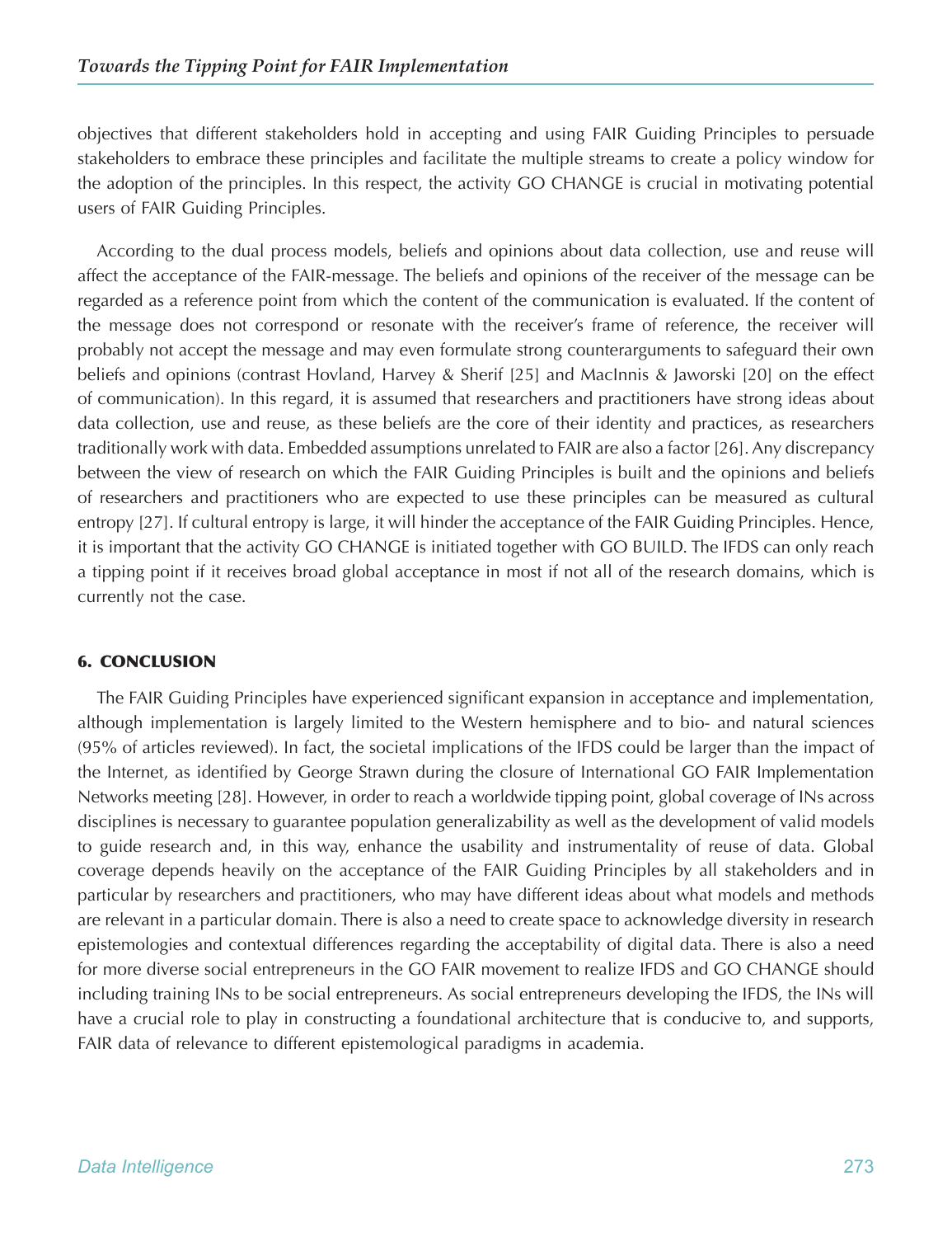objectives that different stakeholders hold in accepting and using FAIR Guiding Principles to persuade stakeholders to embrace these principles and facilitate the multiple streams to create a policy window for the adoption of the principles. In this respect, the activity GO CHANGE is crucial in motivating potential users of FAIR Guiding Principles.

According to the dual process models, beliefs and opinions about data collection, use and reuse will affect the acceptance of the FAIR-message. The beliefs and opinions of the receiver of the message can be regarded as a reference point from which the content of the communication is evaluated. If the content of the message does not correspond or resonate with the receiver's frame of reference, the receiver will probably not accept the message and may even formulate strong counterarguments to safeguard their own beliefs and opinions (contrast Hovland, Harvey & Sherif [25] and MacInnis & Jaworski [20] on the effect of communication). In this regard, it is assumed that researchers and practitioners have strong ideas about data collection, use and reuse, as these beliefs are the core of their identity and practices, as researchers traditionally work with data. Embedded assumptions unrelated to FAIR are also a factor [26]. Any discrepancy between the view of research on which the FAIR Guiding Principles is built and the opinions and beliefs of researchers and practitioners who are expected to use these principles can be measured as cultural entropy [27]. If cultural entropy is large, it will hinder the acceptance of the FAIR Guiding Principles. Hence, it is important that the activity GO CHANGE is initiated together with GO BUILD. The IFDS can only reach a tipping point if it receives broad global acceptance in most if not all of the research domains, which is currently not the case.

## 6. CONCLUSION

The FAIR Guiding Principles have experienced significant expansion in acceptance and implementation, although implementation is largely limited to the Western hemisphere and to bio- and natural sciences (95% of articles reviewed). In fact, the societal implications of the IFDS could be larger than the impact of the Internet, as identified by George Strawn during the closure of International GO FAIR Implementation Networks meeting [28]. However, in order to reach a worldwide tipping point, global coverage of INs across disciplines is necessary to guarantee population generalizability as well as the development of valid models to guide research and, in this way, enhance the usability and instrumentality of reuse of data. Global coverage depends heavily on the acceptance of the FAIR Guiding Principles by all stakeholders and in particular by researchers and practitioners, who may have different ideas about what models and methods are relevant in a particular domain. There is also a need to create space to acknowledge diversity in research epistemologies and contextual differences regarding the acceptability of digital data. There is also a need for more diverse social entrepreneurs in the GO FAIR movement to realize IFDS and GO CHANGE should including training INs to be social entrepreneurs. As social entrepreneurs developing the IFDS, the INs will have a crucial role to play in constructing a foundational architecture that is conducive to, and supports, FAIR data of relevance to different epistemological paradigms in academia.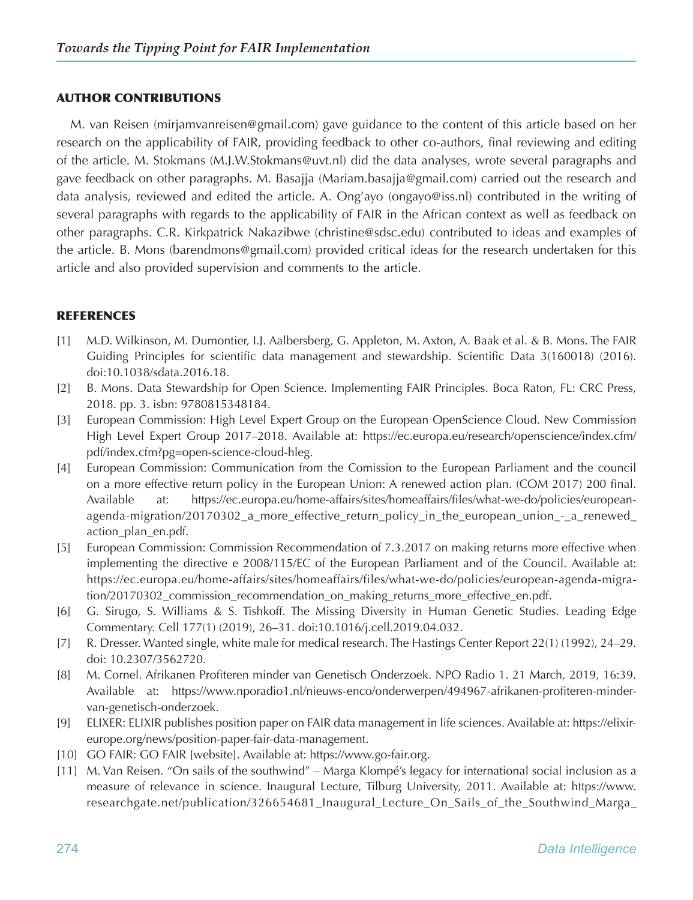## AUTHOR CONTRIBUTIONS

M. van Reisen (mirjamvanreisen@gmail.com) gave guidance to the content of this article based on her research on the applicability of FAIR, providing feedback to other co-authors, final reviewing and editing of the article. M. Stokmans (M.J.W.Stokmans@uvt.nl) did the data analyses, wrote several paragraphs and gave feedback on other paragraphs. M. Basajja (Mariam.basajja@gmail.com) carried out the research and data analysis, reviewed and edited the article. A. Ong'ayo (ongayo@iss.nl) contributed in the writing of several paragraphs with regards to the applicability of FAIR in the African context as well as feedback on other paragraphs. C.R. Kirkpatrick Nakazibwe (christine@sdsc.edu) contributed to ideas and examples of the article. B. Mons (barendmons@gmail.com) provided critical ideas for the research undertaken for this article and also provided supervision and comments to the article.

## REFERENCES

[1] M.D. Wilkinson, M. Dumontier, I.J. Aalbersberg, G. Appleton, M. Axton, A. Baak et al. & B. Mons. The FAIR Guiding Principles for scientific data management and stewardship. Scientific Data 3(160018) (2016). doi:10.1038/sdata.2016.18.

[2] B. Mons. Data Stewardship for Open Science. Implementing FAIR Principles. Boca Raton, FL: CRC Press, 2018. pp. 3. isbn: 9780815348184.

[3] European Commission: High Level Expert Group on the European OpenScience Cloud. New Commission High Level Expert Group 2017–2018. Available at: https://ec.europa.eu/research/openscience/index.cfm/pdf/index.cfm?pg=open-science-cloud-hleg.

[4] European Commission: Communication from the Comission to the European Parliament and the council on a more effective return policy in the European Union: A renewed action plan. (COM 2017) 200 final. Available at: https://ec.europa.eu/home-affairs/sites/homeaffairs/files/what-we-do/policies/european-agenda-migration/20170302_a_more_effective_return_policy_in_the_european_union_-_a_renewed_action_plan_en.pdf.

[5] European Commission: Commission Recommendation of 7.3.2017 on making returns more effective when implementing the directive e 2008/115/EC of the European Parliament and of the Council. Available at: https://ec.europa.eu/home-affairs/sites/homeaffairs/files/what-we-do/policies/european-agenda-migration/20170302_commission_recommendation_on_making_returns_more_effective_en.pdf.

[6] G. Sirugo, S. Williams & S. Tishkoff. The Missing Diversity in Human Genetic Studies. Leading Edge Commentary. Cell 177(1) (2019), 26–31. doi:10.1016/j.cell.2019.04.032.

[7] R. Dresser. Wanted single, white male for medical research. The Hastings Center Report 22(1) (1992), 24–29. doi: 10.2307/3562720.

[8] M. Cornel. Afrikanen Profiteren minder van Genetisch Onderzoek. NPO Radio 1. 21 March, 2019, 16:39. Available at: https://www.nporadio1.nl/nieuws-enco/onderwerpen/494967-afrikanen-profiteren-minder-van-genetisch-onderzoek.

[9] ELIXER: ELIXIR publishes position paper on FAIR data management in life sciences. Available at: https://elixir-europe.org/news/position-paper-fair-data-management.

[10] GO FAIR: GO FAIR [website]. Available at: https://www.go-fair.org.

[11] M. Van Reisen. "On sails of the southwind" – Marga Klompé's legacy for international social inclusion as a measure of relevance in science. Inaugural Lecture, Tilburg University, 2011. Available at: https://www.researchgate.net/publication/326654681_Inaugural_Lecture_On_Sails_of_the_Southwind_Marga_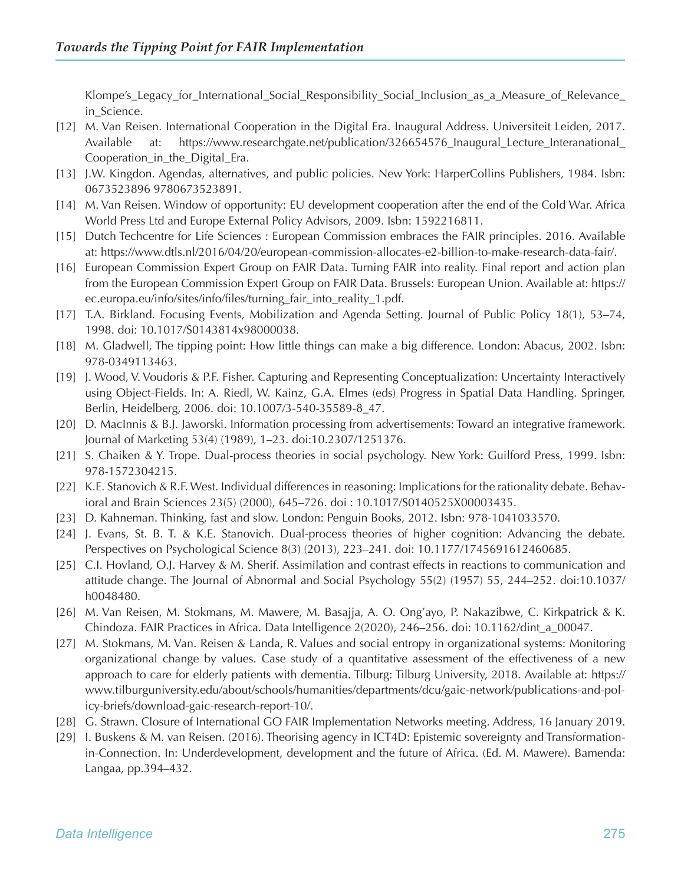Klompe's_Legacy_for_International_Social_Responsibility_Social_Inclusion_as_a_Measure_of_Relevance_in_Science.

[12] M. Van Reisen. International Cooperation in the Digital Era. Inaugural Address. Universiteit Leiden, 2017. Available at: https://www.researchgate.net/publication/326654576_Inaugural_Lecture_Interanational_Cooperation_in_the_Digital_Era.

[13] J.W. Kingdon. Agendas, alternatives, and public policies. New York: HarperCollins Publishers, 1984. Isbn: 0673523896 9780673523891.

[14] M. Van Reisen. Window of opportunity: EU development cooperation after the end of the Cold War. Africa World Press Ltd and Europe External Policy Advisors, 2009. Isbn: 1592216811.

[15] Dutch Techcentre for Life Sciences : European Commission embraces the FAIR principles. 2016. Available at: https://www.dtls.nl/2016/04/20/european-commission-allocates-e2-billion-to-make-research-data-fair/.

[16] European Commission Expert Group on FAIR Data. Turning FAIR into reality. Final report and action plan from the European Commission Expert Group on FAIR Data. Brussels: European Union. Available at: https://ec.europa.eu/info/sites/info/files/turning_fair_into_reality_1.pdf.

[17] T.A. Birkland. Focusing Events, Mobilization and Agenda Setting. Journal of Public Policy 18(1), 53–74, 1998. doi: 10.1017/S0143814x98000038.

[18] M. Gladwell, The tipping point: How little things can make a big difference. London: Abacus, 2002. Isbn: 978-0349113463.

[19] J. Wood, V. Voudoris & P.F. Fisher. Capturing and Representing Conceptualization: Uncertainty Interactively using Object-Fields. In: A. Riedl, W. Kainz, G.A. Elmes (eds) Progress in Spatial Data Handling. Springer, Berlin, Heidelberg, 2006. doi: 10.1007/3-540-35589-8_47.

[20] D. MacInnis & B.J. Jaworski. Information processing from advertisements: Toward an integrative framework. Journal of Marketing 53(4) (1989), 1–23. doi:10.2307/1251376.

[21] S. Chaiken & Y. Trope. Dual-process theories in social psychology. New York: Guilford Press, 1999. Isbn: 978-1572304215.

[22] K.E. Stanovich & R.F. West. Individual differences in reasoning: Implications for the rationality debate. Behavioral and Brain Sciences 23(5) (2000), 645–726. doi : 10.1017/S0140525X00003435.

[23] D. Kahneman. Thinking, fast and slow. London: Penguin Books, 2012. Isbn: 978-1041033570.

[24] J. Evans, St. B. T. & K.E. Stanovich. Dual-process theories of higher cognition: Advancing the debate. Perspectives on Psychological Science 8(3) (2013), 223–241. doi: 10.1177/1745691612460685.

[25] C.I. Hovland, O.J. Harvey & M. Sherif. Assimilation and contrast effects in reactions to communication and attitude change. The Journal of Abnormal and Social Psychology 55(2) (1957) 55, 244–252. doi:10.1037/h0048480.

[26] M. Van Reisen, M. Stokmans, M. Mawere, M. Basajja, A. O. Ong'ayo, P. Nakazibwe, C. Kirkpatrick & K. Chindoza. FAIR Practices in Africa. Data Intelligence 2(2020), 246–256. doi: 10.1162/dint_a_00047.

[27] M. Stokmans, M. Van. Reisen & Landa, R. Values and social entropy in organizational systems: Monitoring organizational change by values. Case study of a quantitative assessment of the effectiveness of a new approach to care for elderly patients with dementia. Tilburg: Tilburg University, 2018. Available at: https://www.tilburguniversity.edu/about/schools/humanities/departments/dcu/gaic-network/publications-and-policy-briefs/download-gaic-research-report-10/.

[28] G. Strawn. Closure of International GO FAIR Implementation Networks meeting. Address, 16 January 2019.

[29] I. Buskens & M. van Reisen. (2016). Theorising agency in ICT4D: Epistemic sovereignty and Transformation-in-Connection. In: Underdevelopment, development and the future of Africa. (Ed. M. Mawere). Bamenda: Langaa, pp.394–432.